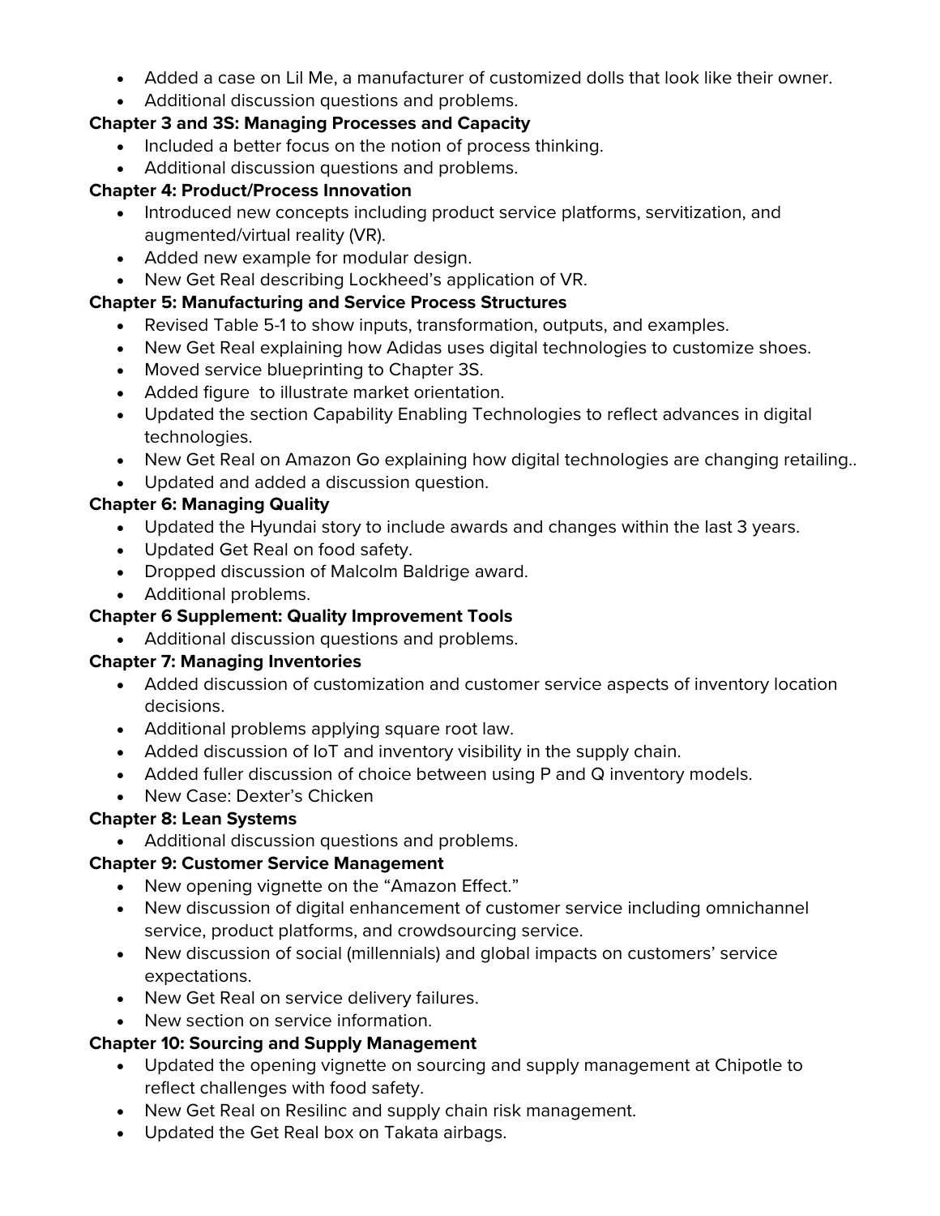- Added a case on Lil Me, a manufacturer of customized dolls that look like their owner.
- Additional discussion questions and problems.

**Chapter 3 and 3S: Managing Processes and Capacity**

- Included a better focus on the notion of process thinking.
- Additional discussion questions and problems.

**Chapter 4: Product/Process Innovation**

- Introduced new concepts including product service platforms, servitization, and augmented/virtual reality (VR).
- Added new example for modular design.
- New Get Real describing Lockheed's application of VR.

**Chapter 5: Manufacturing and Service Process Structures**

- Revised Table 5-1 to show inputs, transformation, outputs, and examples.
- New Get Real explaining how Adidas uses digital technologies to customize shoes.
- Moved service blueprinting to Chapter 3S.
- Added figure to illustrate market orientation.
- Updated the section Capability Enabling Technologies to reflect advances in digital technologies.
- New Get Real on Amazon Go explaining how digital technologies are changing retailing..
- Updated and added a discussion question.

**Chapter 6: Managing Quality**

- Updated the Hyundai story to include awards and changes within the last 3 years.
- Updated Get Real on food safety.
- Dropped discussion of Malcolm Baldrige award.
- Additional problems.

**Chapter 6 Supplement: Quality Improvement Tools**

- Additional discussion questions and problems.

**Chapter 7: Managing Inventories**

- Added discussion of customization and customer service aspects of inventory location decisions.
- Additional problems applying square root law.
- Added discussion of IoT and inventory visibility in the supply chain.
- Added fuller discussion of choice between using P and Q inventory models.
- New Case: Dexter's Chicken

**Chapter 8: Lean Systems**

- Additional discussion questions and problems.

**Chapter 9: Customer Service Management**

- New opening vignette on the "Amazon Effect."
- New discussion of digital enhancement of customer service including omnichannel service, product platforms, and crowdsourcing service.
- New discussion of social (millennials) and global impacts on customers' service expectations.
- New Get Real on service delivery failures.
- New section on service information.

**Chapter 10: Sourcing and Supply Management**

- Updated the opening vignette on sourcing and supply management at Chipotle to reflect challenges with food safety.
- New Get Real on Resilinc and supply chain risk management.
- Updated the Get Real box on Takata airbags.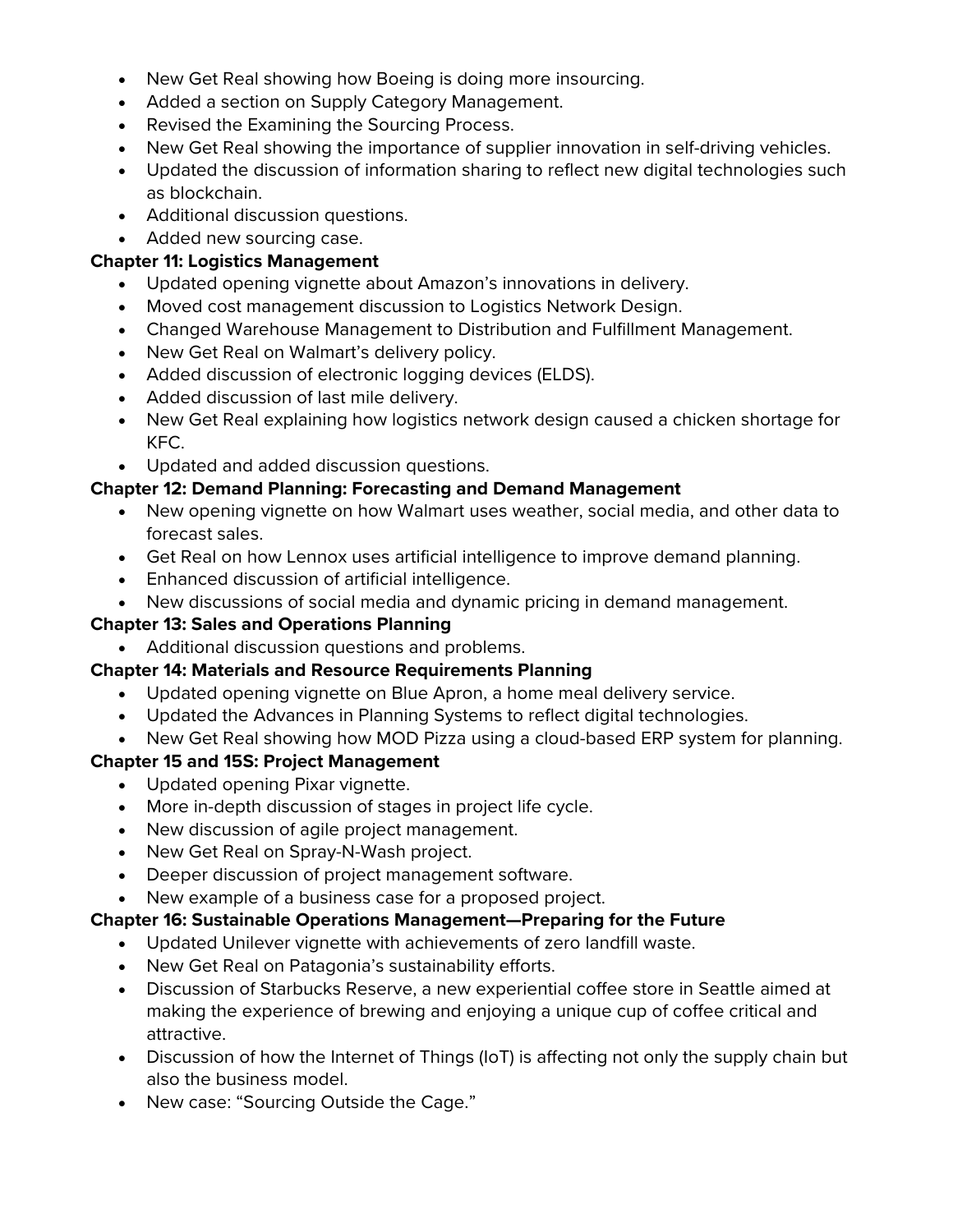- New Get Real showing how Boeing is doing more insourcing.
- Added a section on Supply Category Management.
- Revised the Examining the Sourcing Process.
- New Get Real showing the importance of supplier innovation in self-driving vehicles.
- Updated the discussion of information sharing to reflect new digital technologies such as blockchain.
- Additional discussion questions.
- Added new sourcing case.

**Chapter 11: Logistics Management**

- Updated opening vignette about Amazon's innovations in delivery.
- Moved cost management discussion to Logistics Network Design.
- Changed Warehouse Management to Distribution and Fulfillment Management.
- New Get Real on Walmart's delivery policy.
- Added discussion of electronic logging devices (ELDS).
- Added discussion of last mile delivery.
- New Get Real explaining how logistics network design caused a chicken shortage for KFC.
- Updated and added discussion questions.

**Chapter 12: Demand Planning: Forecasting and Demand Management**

- New opening vignette on how Walmart uses weather, social media, and other data to forecast sales.
- Get Real on how Lennox uses artificial intelligence to improve demand planning.
- Enhanced discussion of artificial intelligence.
- New discussions of social media and dynamic pricing in demand management.

**Chapter 13: Sales and Operations Planning**

- Additional discussion questions and problems.

**Chapter 14: Materials and Resource Requirements Planning**

- Updated opening vignette on Blue Apron, a home meal delivery service.
- Updated the Advances in Planning Systems to reflect digital technologies.
- New Get Real showing how MOD Pizza using a cloud-based ERP system for planning.

**Chapter 15 and 15S: Project Management**

- Updated opening Pixar vignette.
- More in-depth discussion of stages in project life cycle.
- New discussion of agile project management.
- New Get Real on Spray-N-Wash project.
- Deeper discussion of project management software.
- New example of a business case for a proposed project.

**Chapter 16: Sustainable Operations Management—Preparing for the Future**

- Updated Unilever vignette with achievements of zero landfill waste.
- New Get Real on Patagonia's sustainability efforts.
- Discussion of Starbucks Reserve, a new experiential coffee store in Seattle aimed at making the experience of brewing and enjoying a unique cup of coffee critical and attractive.
- Discussion of how the Internet of Things (IoT) is affecting not only the supply chain but also the business model.
- New case: "Sourcing Outside the Cage."